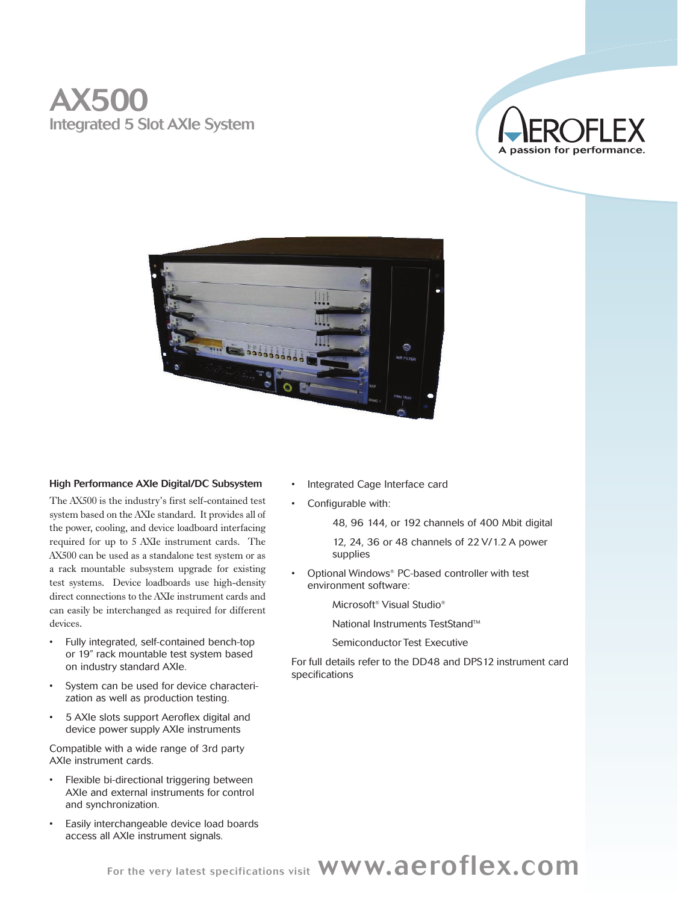# AX500

## Integrated 5 Slot AXIe System

AEROFLEX
A passion for performance.

### High Performance AXIe Digital/DC Subsystem

The AX500 is the industry's first self-contained test system based on the AXIe standard. It provides all of the power, cooling, and device loadboard interfacing required for up to 5 AXIe instrument cards. The AX500 can be used as a standalone test system or as a rack mountable subsystem upgrade for existing test systems. Device loadboards use high-density direct connections to the AXIe instrument cards and can easily be interchanged as required for different devices.

- Fully integrated, self-contained bench-top or 19″ rack mountable test system based on industry standard AXIe.
- System can be used for device characterization as well as production testing.
- 5 AXIe slots support Aeroflex digital and device power supply AXIe instruments

Compatible with a wide range of 3rd party AXIe instrument cards.

- Flexible bi-directional triggering between AXIe and external instruments for control and synchronization.
- Easily interchangeable device load boards access all AXIe instrument signals.
- Integrated Cage Interface card
- Configurable with:

  48, 96 144, or 192 channels of 400 Mbit digital

  12, 24, 36 or 48 channels of 22 V/1.2 A power supplies
- Optional Windows® PC-based controller with test environment software:

  Microsoft® Visual Studio®

  National Instruments TestStand™

  Semiconductor Test Executive

For full details refer to the DD48 and DPS12 instrument card specifications

For the very latest specifications visit www.aeroflex.com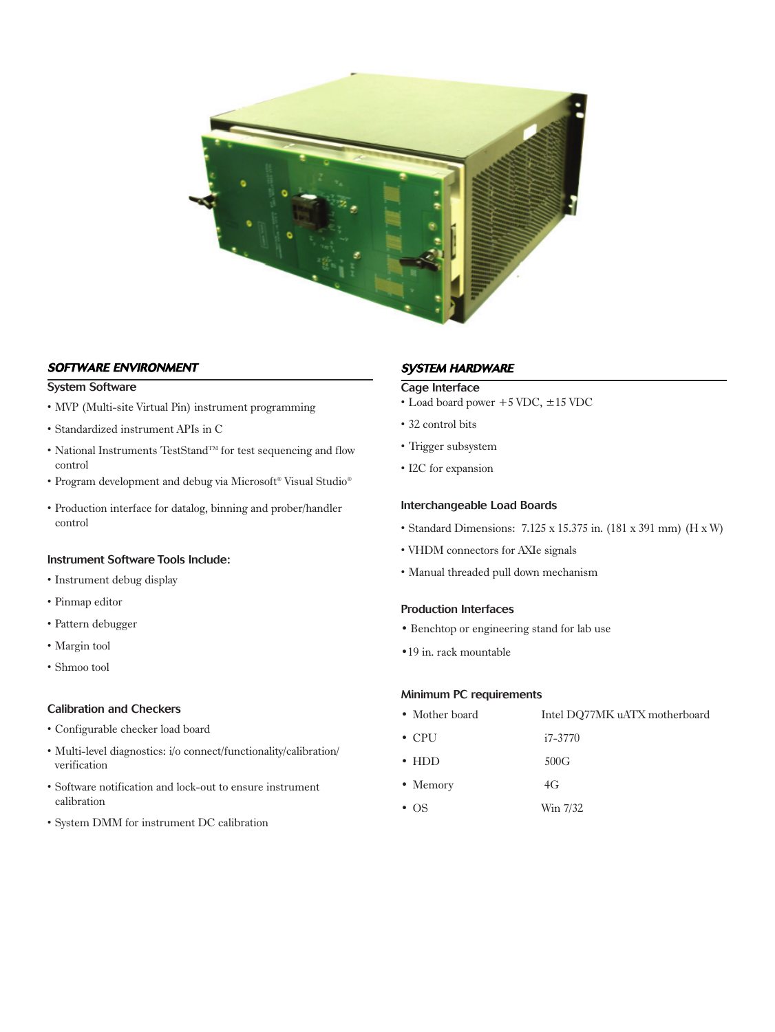## *SOFTWARE ENVIRONMENT*

### System Software

- MVP (Multi-site Virtual Pin) instrument programming
- Standardized instrument APIs in C
- National Instruments TestStand™ for test sequencing and flow control
- Program development and debug via Microsoft® Visual Studio®
- Production interface for datalog, binning and prober/handler control

### Instrument Software Tools Include:

- Instrument debug display
- Pinmap editor
- Pattern debugger
- Margin tool
- Shmoo tool

### Calibration and Checkers

- Configurable checker load board
- Multi-level diagnostics: i/o connect/functionality/calibration/verification
- Software notification and lock-out to ensure instrument calibration
- System DMM for instrument DC calibration

## *SYSTEM HARDWARE*

### Cage Interface

- Load board power +5 VDC, ±15 VDC
- 32 control bits
- Trigger subsystem
- I2C for expansion

### Interchangeable Load Boards

- Standard Dimensions: 7.125 x 15.375 in. (181 x 391 mm) (H x W)
- VHDM connectors for AXIe signals
- Manual threaded pull down mechanism

### Production Interfaces

- Benchtop or engineering stand for lab use
- 19 in. rack mountable

### Minimum PC requirements

| | |
|---|---|
| • Mother board | Intel DQ77MK uATX motherboard |
| • CPU | i7-3770 |
| • HDD | 500G |
| • Memory | 4G |
| • OS | Win 7/32 |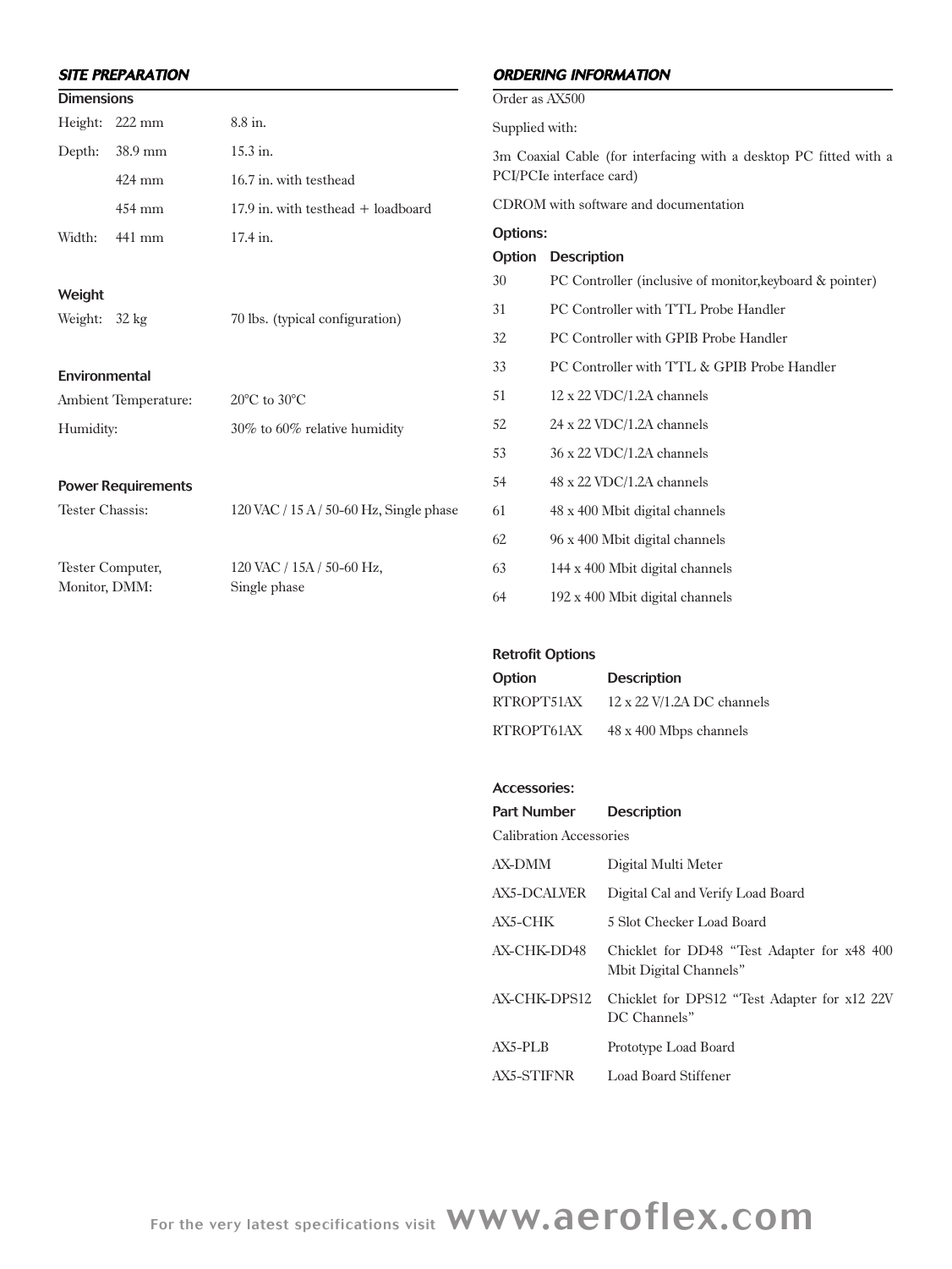## SITE PREPARATION

### Dimensions

| | | |
|---|---|---|
| Height: | 222 mm | 8.8 in. |
| Depth: | 38.9 mm | 15.3 in. |
| | 424 mm | 16.7 in. with testhead |
| | 454 mm | 17.9 in. with testhead + loadboard |
| Width: | 441 mm | 17.4 in. |

### Weight

| | | |
|---|---|---|
| Weight: | 32 kg | 70 lbs. (typical configuration) |

### Environmental

| | |
|---|---|
| Ambient Temperature: | 20°C to 30°C |
| Humidity: | 30% to 60% relative humidity |

### Power Requirements

| | |
|---|---|
| Tester Chassis: | 120 VAC / 15 A / 50-60 Hz, Single phase |
| Tester Computer, Monitor, DMM: | 120 VAC / 15A / 50-60 Hz, Single phase |

## ORDERING INFORMATION

Order as AX500

Supplied with:

3m Coaxial Cable (for interfacing with a desktop PC fitted with a PCI/PCIe interface card)

CDROM with software and documentation

### Options:

| Option | Description |
|---|---|
| 30 | PC Controller (inclusive of monitor,keyboard & pointer) |
| 31 | PC Controller with TTL Probe Handler |
| 32 | PC Controller with GPIB Probe Handler |
| 33 | PC Controller with TTL & GPIB Probe Handler |
| 51 | 12 x 22 VDC/1.2A channels |
| 52 | 24 x 22 VDC/1.2A channels |
| 53 | 36 x 22 VDC/1.2A channels |
| 54 | 48 x 22 VDC/1.2A channels |
| 61 | 48 x 400 Mbit digital channels |
| 62 | 96 x 400 Mbit digital channels |
| 63 | 144 x 400 Mbit digital channels |
| 64 | 192 x 400 Mbit digital channels |

### Retrofit Options

| Option | Description |
|---|---|
| RTROPT51AX | 12 x 22 V/1.2A DC channels |
| RTROPT61AX | 48 x 400 Mbps channels |

### Accessories:

| Part Number | Description |
|---|---|
| Calibration Accessories | |
| AX-DMM | Digital Multi Meter |
| AX5-DCALVER | Digital Cal and Verify Load Board |
| AX5-CHK | 5 Slot Checker Load Board |
| AX-CHK-DD48 | Chicklet for DD48 "Test Adapter for x48 400 Mbit Digital Channels" |
| AX-CHK-DPS12 | Chicklet for DPS12 "Test Adapter for x12 22V DC Channels" |
| AX5-PLB | Prototype Load Board |
| AX5-STIFNR | Load Board Stiffener |

For the very latest specifications visit www.aeroflex.com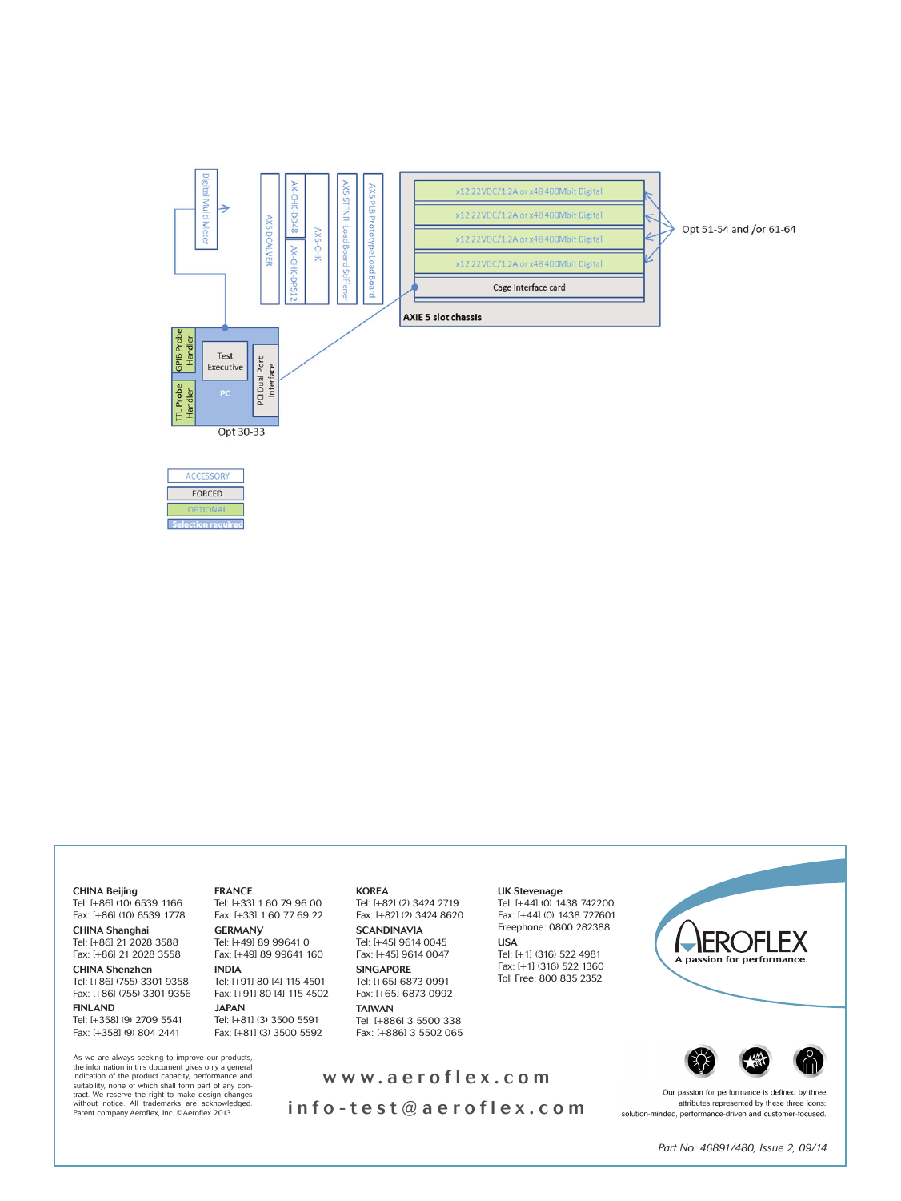Digital Multi Meter

AX5 DCALVER

AX-CHK-DD48

AX-CHK-DPS12

AX5-CHK

AX5 STFNR Load Board Stiffener

AX5 PLB Prototype Load Board

x12 22VDC/1.2A or x48 400Mbit Digital

x12 22VDC/1.2A or x48 400Mbit Digital

x12 22VDC/1.2A or x48 400Mbit Digital

x12 22VDC/1.2A or x48 400Mbit Digital

Cage interface card

AXIE 5 slot chassis

Opt 51-54 and /or 61-64

GPIB Probe Handler

TTL Probe Handler

Test Executive

PC

PCI Dual Port Interface

Opt 30-33

ACCESSORY

FORCED

OPTIONAL

Selection required

**CHINA Beijing**
Tel: [+86] (10) 6539 1166
Fax: [+86] (10) 6539 1778

**CHINA Shanghai**
Tel: [+86] 21 2028 3588
Fax: [+86] 21 2028 3558

**CHINA Shenzhen**
Tel: [+86] (755) 3301 9358
Fax: [+86] (755) 3301 9356

**FINLAND**
Tel: [+358] (9) 2709 5541
Fax: [+358] (9) 804 2441

**FRANCE**
Tel: [+33] 1 60 79 96 00
Fax: [+33] 1 60 77 69 22

**GERMANY**
Tel: [+49] 89 99641 0
Fax: [+49] 89 99641 160

**INDIA**
Tel: [+91] 80 [4] 115 4501
Fax: [+91] 80 [4] 115 4502

**JAPAN**
Tel: [+81] (3) 3500 5591
Fax: [+81] (3) 3500 5592

**KOREA**
Tel: [+82] (2) 3424 2719
Fax: [+82] (2) 3424 8620

**SCANDINAVIA**
Tel: [+45] 9614 0045
Fax: [+45] 9614 0047

**SINGAPORE**
Tel: [+65] 6873 0991
Fax: [+65] 6873 0992

**TAIWAN**
Tel: [+886] 3 5500 338
Fax: [+886] 3 5502 065

**UK Stevenage**
Tel: [+44] (0) 1438 742200
Fax: [+44] (0) 1438 727601
Freephone: 0800 282388

**USA**
Tel: [+1] (316) 522 4981
Fax: [+1] (316) 522 1360
Toll Free: 800 835 2352

AEROFLEX
A passion for performance.

As we are always seeking to improve our products, the information in this document gives only a general indication of the product capacity, performance and suitability, none of which shall form part of any contract. We reserve the right to make design changes without notice. All trademarks are acknowledged. Parent company Aeroflex, Inc. ©Aeroflex 2013.

www.aeroflex.com

info-test@aeroflex.com

Our passion for performance is defined by three attributes represented by these three icons: solution-minded, performance-driven and customer-focused.

*Part No. 46891/480, Issue 2, 09/14*